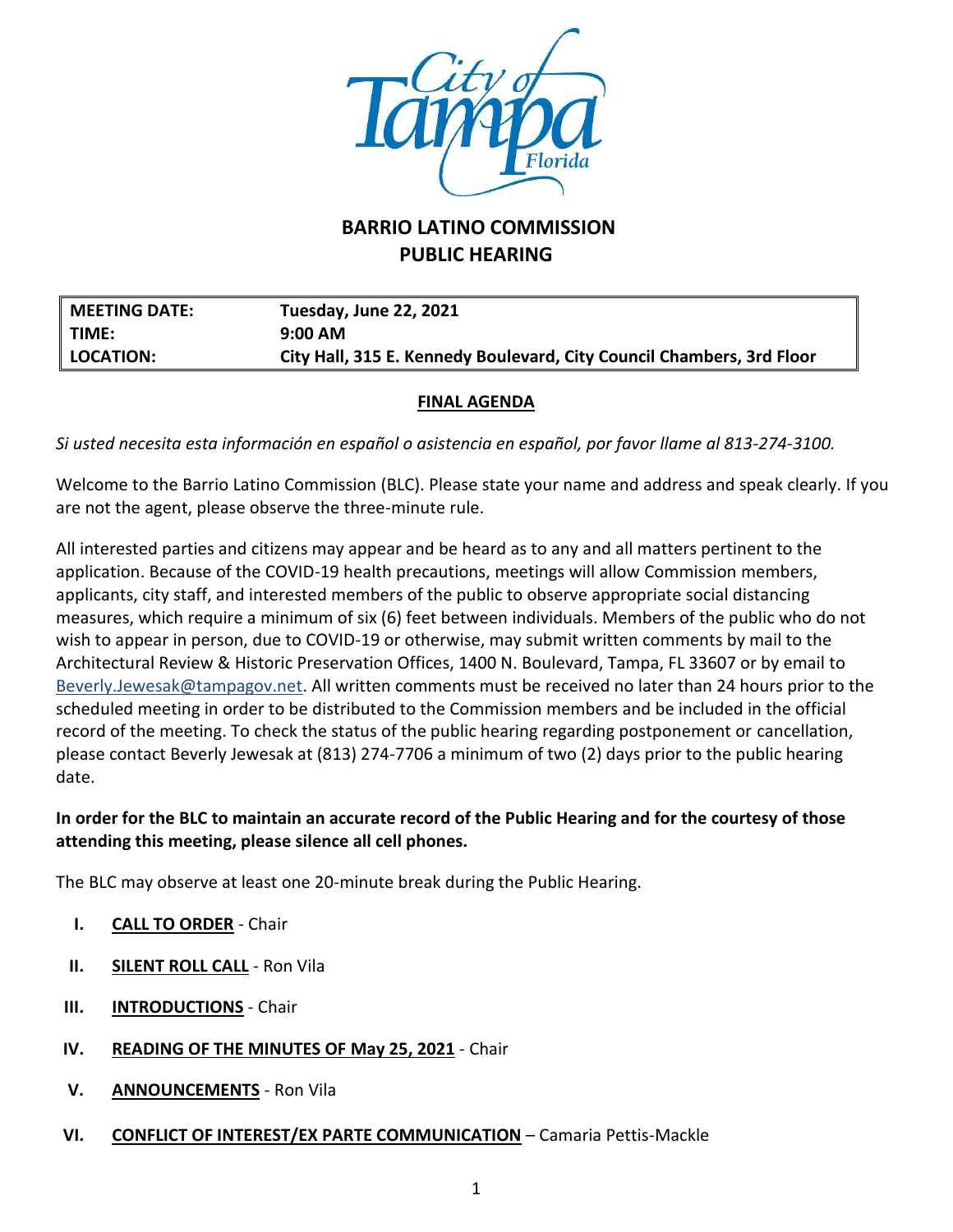# BARRIO LATINO COMMISSION
# PUBLIC HEARING

| MEETING DATE: | Tuesday, June 22, 2021 |
|---|---|
| TIME: | 9:00 AM |
| LOCATION: | City Hall, 315 E. Kennedy Boulevard, City Council Chambers, 3rd Floor |

## FINAL AGENDA

*Si usted necesita esta información en español o asistencia en español, por favor llame al 813-274-3100.*

Welcome to the Barrio Latino Commission (BLC). Please state your name and address and speak clearly. If you are not the agent, please observe the three-minute rule.

All interested parties and citizens may appear and be heard as to any and all matters pertinent to the application. Because of the COVID-19 health precautions, meetings will allow Commission members, applicants, city staff, and interested members of the public to observe appropriate social distancing measures, which require a minimum of six (6) feet between individuals. Members of the public who do not wish to appear in person, due to COVID-19 or otherwise, may submit written comments by mail to the Architectural Review & Historic Preservation Offices, 1400 N. Boulevard, Tampa, FL 33607 or by email to Beverly.Jewesak@tampagov.net. All written comments must be received no later than 24 hours prior to the scheduled meeting in order to be distributed to the Commission members and be included in the official record of the meeting. To check the status of the public hearing regarding postponement or cancellation, please contact Beverly Jewesak at (813) 274-7706 a minimum of two (2) days prior to the public hearing date.

**In order for the BLC to maintain an accurate record of the Public Hearing and for the courtesy of those attending this meeting, please silence all cell phones.**

The BLC may observe at least one 20-minute break during the Public Hearing.

I. **CALL TO ORDER** - Chair

II. **SILENT ROLL CALL** - Ron Vila

III. **INTRODUCTIONS** - Chair

IV. **READING OF THE MINUTES OF May 25, 2021** - Chair

V. **ANNOUNCEMENTS** - Ron Vila

VI. **CONFLICT OF INTEREST/EX PARTE COMMUNICATION** – Camaria Pettis-Mackle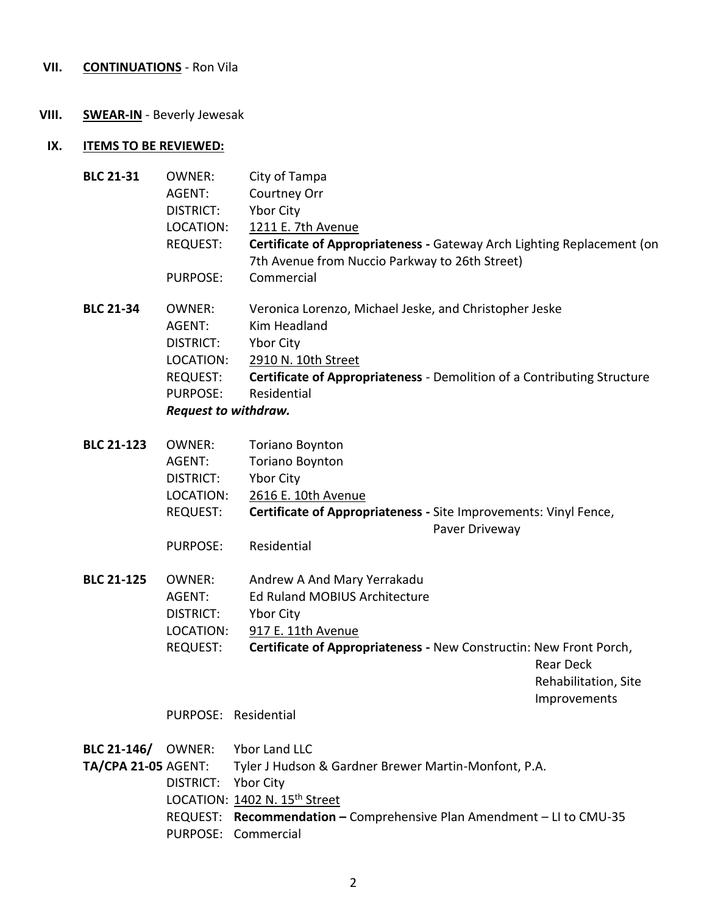**VII. CONTINUATIONS** - Ron Vila

**VIII. SWEAR-IN** - Beverly Jewesak

**IX. ITEMS TO BE REVIEWED:**

**BLC 21-31**
- OWNER: City of Tampa
- AGENT: Courtney Orr
- DISTRICT: Ybor City
- LOCATION: 1211 E. 7th Avenue
- REQUEST: **Certificate of Appropriateness -** Gateway Arch Lighting Replacement (on 7th Avenue from Nuccio Parkway to 26th Street)
- PURPOSE: Commercial

**BLC 21-34**
- OWNER: Veronica Lorenzo, Michael Jeske, and Christopher Jeske
- AGENT: Kim Headland
- DISTRICT: Ybor City
- LOCATION: 2910 N. 10th Street
- REQUEST: **Certificate of Appropriateness** - Demolition of a Contributing Structure
- PURPOSE: Residential

***Request to withdraw.***

**BLC 21-123**
- OWNER: Toriano Boynton
- AGENT: Toriano Boynton
- DISTRICT: Ybor City
- LOCATION: 2616 E. 10th Avenue
- REQUEST: **Certificate of Appropriateness -** Site Improvements: Vinyl Fence, Paver Driveway
- PURPOSE: Residential

**BLC 21-125**
- OWNER: Andrew A And Mary Yerrakadu
- AGENT: Ed Ruland MOBIUS Architecture
- DISTRICT: Ybor City
- LOCATION: 917 E. 11th Avenue
- REQUEST: **Certificate of Appropriateness -** New Constructin: New Front Porch, Rear Deck Rehabilitation, Site Improvements
- PURPOSE: Residential

**BLC 21-146/ TA/CPA 21-05**
- OWNER: Ybor Land LLC
- AGENT: Tyler J Hudson & Gardner Brewer Martin-Monfont, P.A.
- DISTRICT: Ybor City
- LOCATION: 1402 N. 15th Street
- REQUEST: **Recommendation –** Comprehensive Plan Amendment – LI to CMU-35
- PURPOSE: Commercial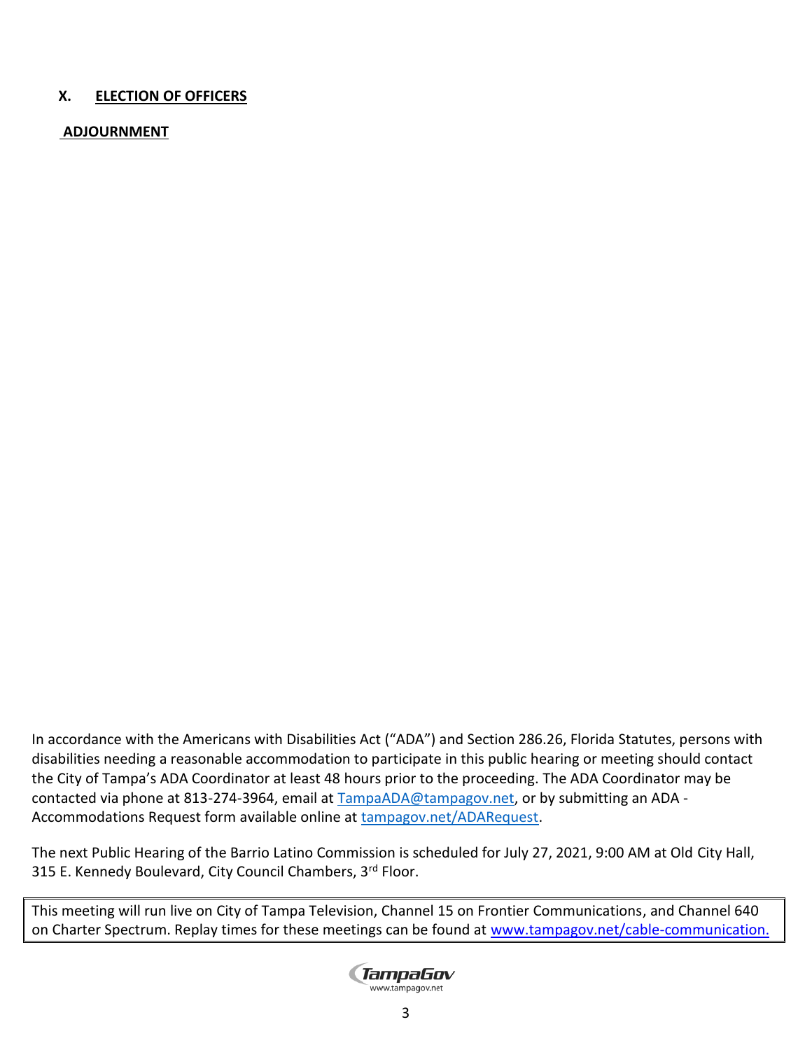## X. ELECTION OF OFFICERS

## ADJOURNMENT

In accordance with the Americans with Disabilities Act ("ADA") and Section 286.26, Florida Statutes, persons with disabilities needing a reasonable accommodation to participate in this public hearing or meeting should contact the City of Tampa's ADA Coordinator at least 48 hours prior to the proceeding. The ADA Coordinator may be contacted via phone at 813-274-3964, email at TampaADA@tampagov.net, or by submitting an ADA - Accommodations Request form available online at tampagov.net/ADARequest.

The next Public Hearing of the Barrio Latino Commission is scheduled for July 27, 2021, 9:00 AM at Old City Hall, 315 E. Kennedy Boulevard, City Council Chambers, 3rd Floor.

This meeting will run live on City of Tampa Television, Channel 15 on Frontier Communications, and Channel 640 on Charter Spectrum. Replay times for these meetings can be found at www.tampagov.net/cable-communication.

TampaGov
www.tampagov.net